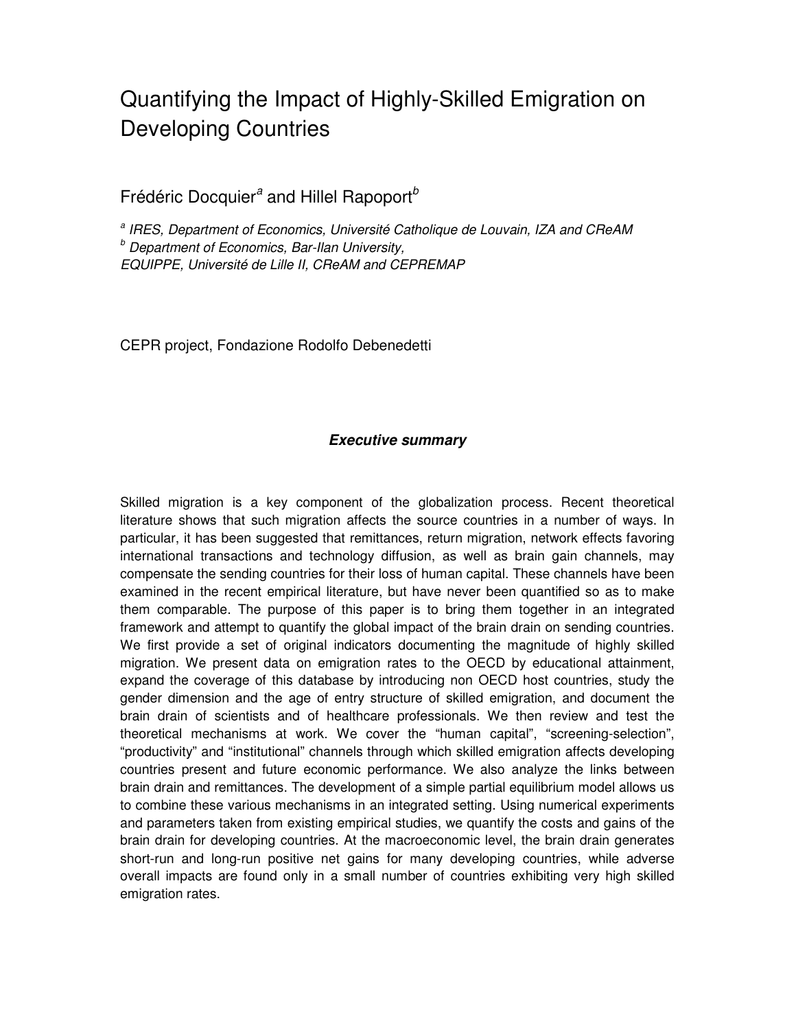# Quantifying the Impact of Highly-Skilled Emigration on Developing Countries

Frédéric Docquier[a] and Hillel Rapoport[b]

[a] *IRES, Department of Economics, Université Catholique de Louvain, IZA and CReAM*
[b] *Department of Economics, Bar-Ilan University,*
*EQUIPPE, Université de Lille II, CReAM and CEPREMAP*

CEPR project, Fondazione Rodolfo Debenedetti

## *Executive summary*

Skilled migration is a key component of the globalization process. Recent theoretical literature shows that such migration affects the source countries in a number of ways. In particular, it has been suggested that remittances, return migration, network effects favoring international transactions and technology diffusion, as well as brain gain channels, may compensate the sending countries for their loss of human capital. These channels have been examined in the recent empirical literature, but have never been quantified so as to make them comparable. The purpose of this paper is to bring them together in an integrated framework and attempt to quantify the global impact of the brain drain on sending countries. We first provide a set of original indicators documenting the magnitude of highly skilled migration. We present data on emigration rates to the OECD by educational attainment, expand the coverage of this database by introducing non OECD host countries, study the gender dimension and the age of entry structure of skilled emigration, and document the brain drain of scientists and of healthcare professionals. We then review and test the theoretical mechanisms at work. We cover the "human capital", "screening-selection", "productivity" and "institutional" channels through which skilled emigration affects developing countries present and future economic performance. We also analyze the links between brain drain and remittances. The development of a simple partial equilibrium model allows us to combine these various mechanisms in an integrated setting. Using numerical experiments and parameters taken from existing empirical studies, we quantify the costs and gains of the brain drain for developing countries. At the macroeconomic level, the brain drain generates short-run and long-run positive net gains for many developing countries, while adverse overall impacts are found only in a small number of countries exhibiting very high skilled emigration rates.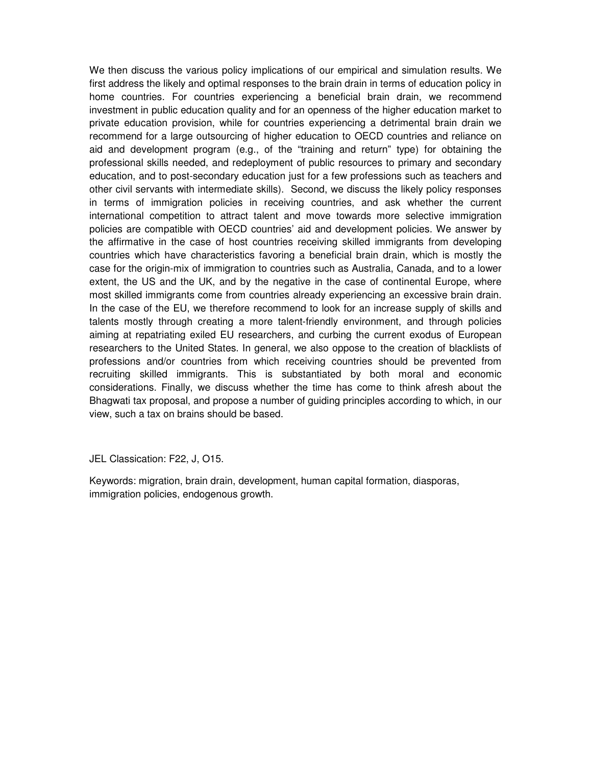We then discuss the various policy implications of our empirical and simulation results. We first address the likely and optimal responses to the brain drain in terms of education policy in home countries. For countries experiencing a beneficial brain drain, we recommend investment in public education quality and for an openness of the higher education market to private education provision, while for countries experiencing a detrimental brain drain we recommend for a large outsourcing of higher education to OECD countries and reliance on aid and development program (e.g., of the "training and return" type) for obtaining the professional skills needed, and redeployment of public resources to primary and secondary education, and to post-secondary education just for a few professions such as teachers and other civil servants with intermediate skills). Second, we discuss the likely policy responses in terms of immigration policies in receiving countries, and ask whether the current international competition to attract talent and move towards more selective immigration policies are compatible with OECD countries' aid and development policies. We answer by the affirmative in the case of host countries receiving skilled immigrants from developing countries which have characteristics favoring a beneficial brain drain, which is mostly the case for the origin-mix of immigration to countries such as Australia, Canada, and to a lower extent, the US and the UK, and by the negative in the case of continental Europe, where most skilled immigrants come from countries already experiencing an excessive brain drain. In the case of the EU, we therefore recommend to look for an increase supply of skills and talents mostly through creating a more talent-friendly environment, and through policies aiming at repatriating exiled EU researchers, and curbing the current exodus of European researchers to the United States. In general, we also oppose to the creation of blacklists of professions and/or countries from which receiving countries should be prevented from recruiting skilled immigrants. This is substantiated by both moral and economic considerations. Finally, we discuss whether the time has come to think afresh about the Bhagwati tax proposal, and propose a number of guiding principles according to which, in our view, such a tax on brains should be based.

JEL Classication: F22, J, O15.

Keywords: migration, brain drain, development, human capital formation, diasporas, immigration policies, endogenous growth.